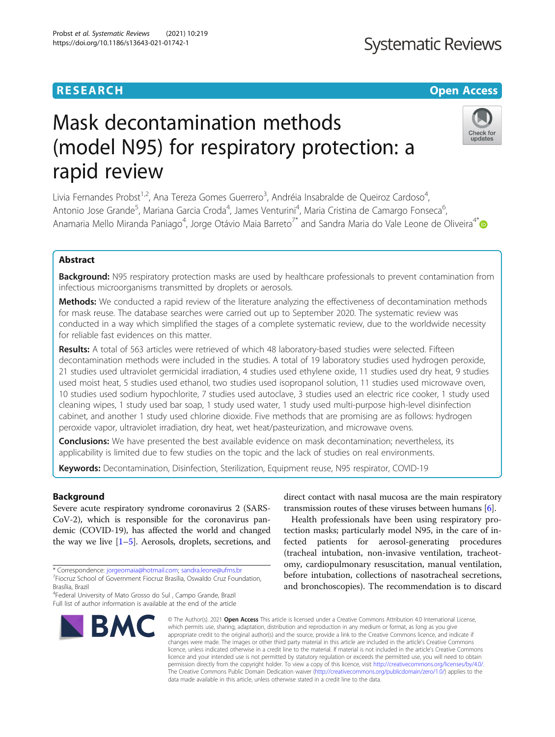RESEARCH

Open Access

# Mask decontamination methods (model N95) for respiratory protection: a rapid review

Livia Fernandes Probst[1,2], Ana Tereza Gomes Guerrero[3], Andréia Insabralde de Queiroz Cardoso[4], Antonio Jose Grande[5], Mariana Garcia Croda[4], James Venturini[4], Maria Cristina de Camargo Fonseca[6], Anamaria Mello Miranda Paniago[4], Jorge Otávio Maia Barreto[7*] and Sandra Maria do Vale Leone de Oliveira[4*]

## Abstract

**Background:** N95 respiratory protection masks are used by healthcare professionals to prevent contamination from infectious microorganisms transmitted by droplets or aerosols.

**Methods:** We conducted a rapid review of the literature analyzing the effectiveness of decontamination methods for mask reuse. The database searches were carried out up to September 2020. The systematic review was conducted in a way which simplified the stages of a complete systematic review, due to the worldwide necessity for reliable fast evidences on this matter.

**Results:** A total of 563 articles were retrieved of which 48 laboratory-based studies were selected. Fifteen decontamination methods were included in the studies. A total of 19 laboratory studies used hydrogen peroxide, 21 studies used ultraviolet germicidal irradiation, 4 studies used ethylene oxide, 11 studies used dry heat, 9 studies used moist heat, 5 studies used ethanol, two studies used isopropanol solution, 11 studies used microwave oven, 10 studies used sodium hypochlorite, 7 studies used autoclave, 3 studies used an electric rice cooker, 1 study used cleaning wipes, 1 study used bar soap, 1 study used water, 1 study used multi-purpose high-level disinfection cabinet, and another 1 study used chlorine dioxide. Five methods that are promising are as follows: hydrogen peroxide vapor, ultraviolet irradiation, dry heat, wet heat/pasteurization, and microwave ovens.

**Conclusions:** We have presented the best available evidence on mask decontamination; nevertheless, its applicability is limited due to few studies on the topic and the lack of studies on real environments.

**Keywords:** Decontamination, Disinfection, Sterilization, Equipment reuse, N95 respirator, COVID-19

## Background

Severe acute respiratory syndrome coronavirus 2 (SARS-CoV-2), which is responsible for the coronavirus pandemic (COVID-19), has affected the world and changed the way we live [1–5]. Aerosols, droplets, secretions, and direct contact with nasal mucosa are the main respiratory transmission routes of these viruses between humans [6].

Health professionals have been using respiratory protection masks; particularly model N95, in the care of infected patients for aerosol-generating procedures (tracheal intubation, non-invasive ventilation, tracheotomy, cardiopulmonary resuscitation, manual ventilation, before intubation, collections of nasotracheal secretions, and bronchoscopies). The recommendation is to discard

* Correspondence: jorgeomaia@hotmail.com; sandra.leone@ufms.br
[7]Fiocruz School of Government Fiocruz Brasília, Oswaldo Cruz Foundation, Brasília, Brazil
[4]Federal University of Mato Grosso do Sul , Campo Grande, Brazil
Full list of author information is available at the end of the article

© The Author(s). 2021 **Open Access** This article is licensed under a Creative Commons Attribution 4.0 International License, which permits use, sharing, adaptation, distribution and reproduction in any medium or format, as long as you give appropriate credit to the original author(s) and the source, provide a link to the Creative Commons licence, and indicate if changes were made. The images or other third party material in this article are included in the article's Creative Commons licence, unless indicated otherwise in a credit line to the material. If material is not included in the article's Creative Commons licence and your intended use is not permitted by statutory regulation or exceeds the permitted use, you will need to obtain permission directly from the copyright holder. To view a copy of this licence, visit http://creativecommons.org/licenses/by/4.0/. The Creative Commons Public Domain Dedication waiver (http://creativecommons.org/publicdomain/zero/1.0/) applies to the data made available in this article, unless otherwise stated in a credit line to the data.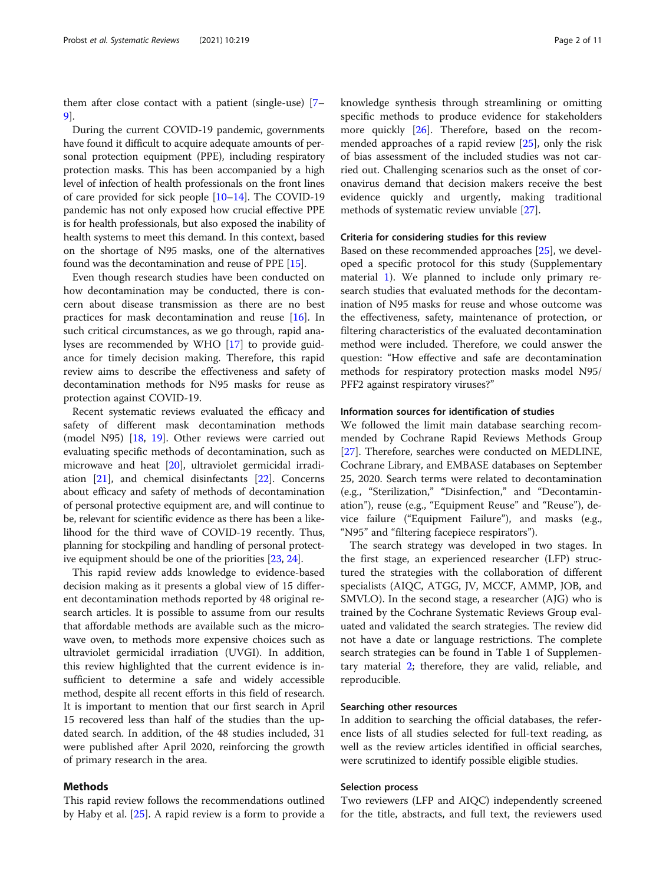them after close contact with a patient (single-use) [7–9].

During the current COVID-19 pandemic, governments have found it difficult to acquire adequate amounts of personal protection equipment (PPE), including respiratory protection masks. This has been accompanied by a high level of infection of health professionals on the front lines of care provided for sick people [10–14]. The COVID-19 pandemic has not only exposed how crucial effective PPE is for health professionals, but also exposed the inability of health systems to meet this demand. In this context, based on the shortage of N95 masks, one of the alternatives found was the decontamination and reuse of PPE [15].

Even though research studies have been conducted on how decontamination may be conducted, there is concern about disease transmission as there are no best practices for mask decontamination and reuse [16]. In such critical circumstances, as we go through, rapid analyses are recommended by WHO [17] to provide guidance for timely decision making. Therefore, this rapid review aims to describe the effectiveness and safety of decontamination methods for N95 masks for reuse as protection against COVID-19.

Recent systematic reviews evaluated the efficacy and safety of different mask decontamination methods (model N95) [18, 19]. Other reviews were carried out evaluating specific methods of decontamination, such as microwave and heat [20], ultraviolet germicidal irradiation [21], and chemical disinfectants [22]. Concerns about efficacy and safety of methods of decontamination of personal protective equipment are, and will continue to be, relevant for scientific evidence as there has been a likelihood for the third wave of COVID-19 recently. Thus, planning for stockpiling and handling of personal protective equipment should be one of the priorities [23, 24].

This rapid review adds knowledge to evidence-based decision making as it presents a global view of 15 different decontamination methods reported by 48 original research articles. It is possible to assume from our results that affordable methods are available such as the microwave oven, to methods more expensive choices such as ultraviolet germicidal irradiation (UVGI). In addition, this review highlighted that the current evidence is insufficient to determine a safe and widely accessible method, despite all recent efforts in this field of research. It is important to mention that our first search in April 15 recovered less than half of the studies than the updated search. In addition, of the 48 studies included, 31 were published after April 2020, reinforcing the growth of primary research in the area.

## Methods

This rapid review follows the recommendations outlined by Haby et al. [25]. A rapid review is a form to provide a knowledge synthesis through streamlining or omitting specific methods to produce evidence for stakeholders more quickly [26]. Therefore, based on the recommended approaches of a rapid review [25], only the risk of bias assessment of the included studies was not carried out. Challenging scenarios such as the onset of coronavirus demand that decision makers receive the best evidence quickly and urgently, making traditional methods of systematic review unviable [27].

### Criteria for considering studies for this review

Based on these recommended approaches [25], we developed a specific protocol for this study (Supplementary material 1). We planned to include only primary research studies that evaluated methods for the decontamination of N95 masks for reuse and whose outcome was the effectiveness, safety, maintenance of protection, or filtering characteristics of the evaluated decontamination method were included. Therefore, we could answer the question: "How effective and safe are decontamination methods for respiratory protection masks model N95/PFF2 against respiratory viruses?"

### Information sources for identification of studies

We followed the limit main database searching recommended by Cochrane Rapid Reviews Methods Group [27]. Therefore, searches were conducted on MEDLINE, Cochrane Library, and EMBASE databases on September 25, 2020. Search terms were related to decontamination (e.g., "Sterilization," "Disinfection," and "Decontamination"), reuse (e.g., "Equipment Reuse" and "Reuse"), device failure ("Equipment Failure"), and masks (e.g., "N95" and "filtering facepiece respirators").

The search strategy was developed in two stages. In the first stage, an experienced researcher (LFP) structured the strategies with the collaboration of different specialists (AIQC, ATGG, JV, MCCF, AMMP, JOB, and SMVLO). In the second stage, a researcher (AJG) who is trained by the Cochrane Systematic Reviews Group evaluated and validated the search strategies. The review did not have a date or language restrictions. The complete search strategies can be found in Table 1 of Supplementary material 2; therefore, they are valid, reliable, and reproducible.

### Searching other resources

In addition to searching the official databases, the reference lists of all studies selected for full-text reading, as well as the review articles identified in official searches, were scrutinized to identify possible eligible studies.

### Selection process

Two reviewers (LFP and AIQC) independently screened for the title, abstracts, and full text, the reviewers used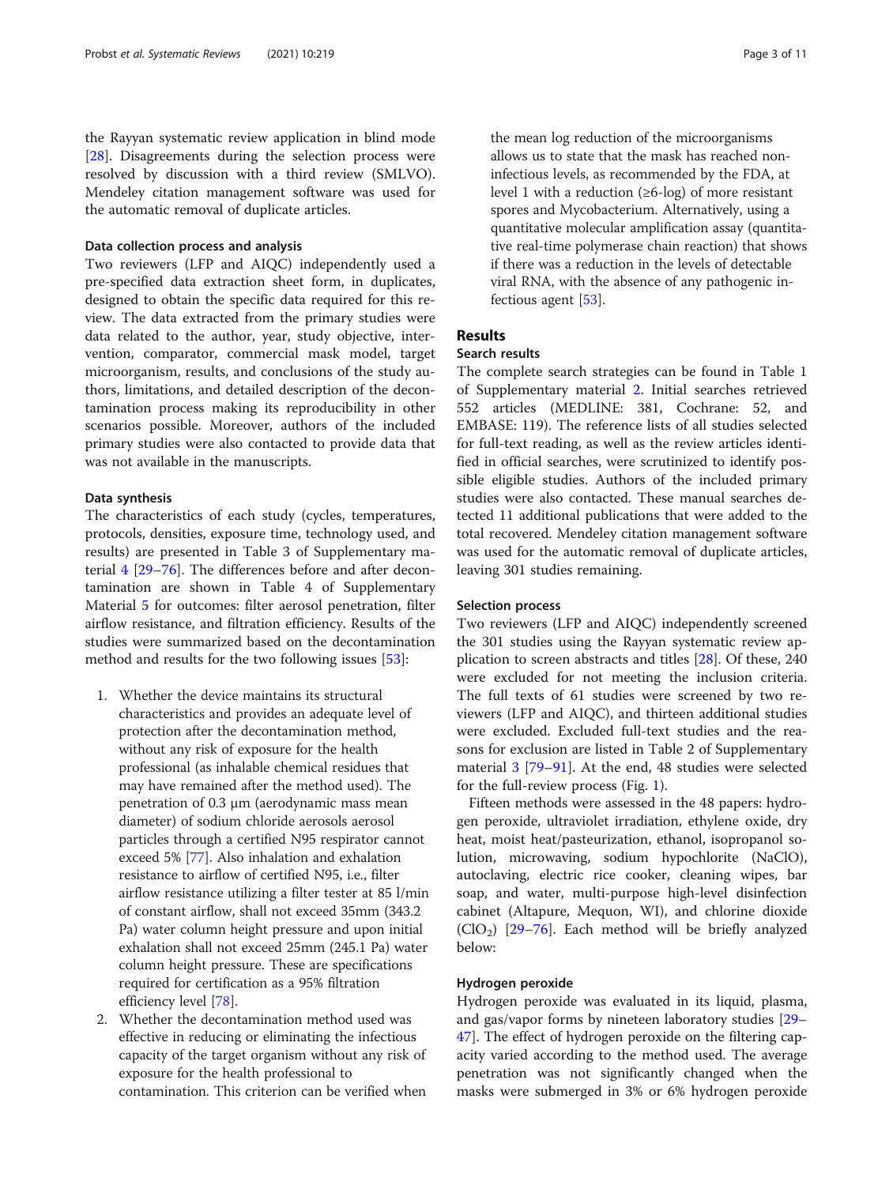the Rayyan systematic review application in blind mode [28]. Disagreements during the selection process were resolved by discussion with a third review (SMLVO). Mendeley citation management software was used for the automatic removal of duplicate articles.

### Data collection process and analysis

Two reviewers (LFP and AIQC) independently used a pre-specified data extraction sheet form, in duplicates, designed to obtain the specific data required for this review. The data extracted from the primary studies were data related to the author, year, study objective, intervention, comparator, commercial mask model, target microorganism, results, and conclusions of the study authors, limitations, and detailed description of the decontamination process making its reproducibility in other scenarios possible. Moreover, authors of the included primary studies were also contacted to provide data that was not available in the manuscripts.

### Data synthesis

The characteristics of each study (cycles, temperatures, protocols, densities, exposure time, technology used, and results) are presented in Table 3 of Supplementary material 4 [29–76]. The differences before and after decontamination are shown in Table 4 of Supplementary Material 5 for outcomes: filter aerosol penetration, filter airflow resistance, and filtration efficiency. Results of the studies were summarized based on the decontamination method and results for the two following issues [53]:

1. Whether the device maintains its structural characteristics and provides an adequate level of protection after the decontamination method, without any risk of exposure for the health professional (as inhalable chemical residues that may have remained after the method used). The penetration of 0.3 μm (aerodynamic mass mean diameter) of sodium chloride aerosols aerosol particles through a certified N95 respirator cannot exceed 5% [77]. Also inhalation and exhalation resistance to airflow of certified N95, i.e., filter airflow resistance utilizing a filter tester at 85 l/min of constant airflow, shall not exceed 35mm (343.2 Pa) water column height pressure and upon initial exhalation shall not exceed 25mm (245.1 Pa) water column height pressure. These are specifications required for certification as a 95% filtration efficiency level [78].
2. Whether the decontamination method used was effective in reducing or eliminating the infectious capacity of the target organism without any risk of exposure for the health professional to contamination. This criterion can be verified when the mean log reduction of the microorganisms allows us to state that the mask has reached non-infectious levels, as recommended by the FDA, at level 1 with a reduction (≥6-log) of more resistant spores and Mycobacterium. Alternatively, using a quantitative molecular amplification assay (quantitative real-time polymerase chain reaction) that shows if there was a reduction in the levels of detectable viral RNA, with the absence of any pathogenic infectious agent [53].

## Results

### Search results

The complete search strategies can be found in Table 1 of Supplementary material 2. Initial searches retrieved 552 articles (MEDLINE: 381, Cochrane: 52, and EMBASE: 119). The reference lists of all studies selected for full-text reading, as well as the review articles identified in official searches, were scrutinized to identify possible eligible studies. Authors of the included primary studies were also contacted. These manual searches detected 11 additional publications that were added to the total recovered. Mendeley citation management software was used for the automatic removal of duplicate articles, leaving 301 studies remaining.

### Selection process

Two reviewers (LFP and AIQC) independently screened the 301 studies using the Rayyan systematic review application to screen abstracts and titles [28]. Of these, 240 were excluded for not meeting the inclusion criteria. The full texts of 61 studies were screened by two reviewers (LFP and AIQC), and thirteen additional studies were excluded. Excluded full-text studies and the reasons for exclusion are listed in Table 2 of Supplementary material 3 [79–91]. At the end, 48 studies were selected for the full-review process (Fig. 1).

Fifteen methods were assessed in the 48 papers: hydrogen peroxide, ultraviolet irradiation, ethylene oxide, dry heat, moist heat/pasteurization, ethanol, isopropanol solution, microwaving, sodium hypochlorite (NaClO), autoclaving, electric rice cooker, cleaning wipes, bar soap, and water, multi-purpose high-level disinfection cabinet (Altapure, Mequon, WI), and chlorine dioxide ($ClO_2$) [29–76]. Each method will be briefly analyzed below:

### Hydrogen peroxide

Hydrogen peroxide was evaluated in its liquid, plasma, and gas/vapor forms by nineteen laboratory studies [29–47]. The effect of hydrogen peroxide on the filtering capacity varied according to the method used. The average penetration was not significantly changed when the masks were submerged in 3% or 6% hydrogen peroxide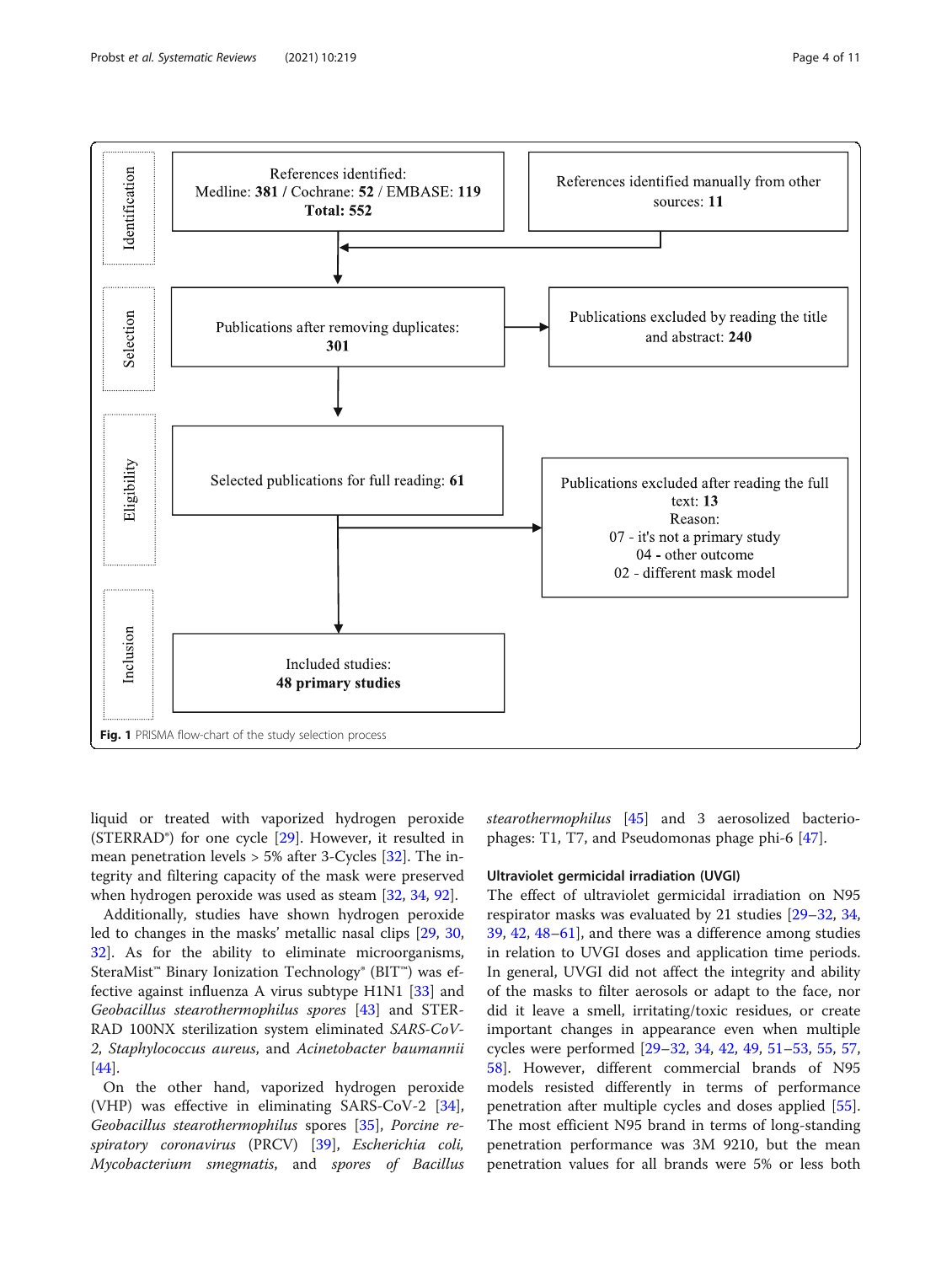References identified:
Medline: **381** / Cochrane: **52** / EMBASE: **119**
**Total: 552**

References identified manually from other sources: **11**

Publications after removing duplicates: **301**

Publications excluded by reading the title and abstract: **240**

Selected publications for full reading: **61**

Publications excluded after reading the full text: **13**
Reason:
07 - it's not a primary study
04 - other outcome
02 - different mask model

Included studies:
**48 primary studies**

Identification | Selection | Eligibility | Inclusion

**Fig. 1** PRISMA flow-chart of the study selection process

liquid or treated with vaporized hydrogen peroxide (STERRAD®) for one cycle [29]. However, it resulted in mean penetration levels > 5% after 3-Cycles [32]. The integrity and filtering capacity of the mask were preserved when hydrogen peroxide was used as steam [32, 34, 92].

Additionally, studies have shown hydrogen peroxide led to changes in the masks' metallic nasal clips [29, 30, 32]. As for the ability to eliminate microorganisms, SteraMist™ Binary Ionization Technology® (BIT™) was effective against influenza A virus subtype H1N1 [33] and *Geobacillus stearothermophilus spores* [43] and STERRAD 100NX sterilization system eliminated *SARS-CoV-2*, *Staphylococcus aureus*, and *Acinetobacter baumannii* [44].

On the other hand, vaporized hydrogen peroxide (VHP) was effective in eliminating SARS-CoV-2 [34], *Geobacillus stearothermophilus* spores [35], *Porcine respiratory coronavirus* (PRCV) [39], *Escherichia coli, Mycobacterium smegmatis*, and *spores of Bacillus stearothermophilus* [45] and 3 aerosolized bacteriophages: T1, T7, and Pseudomonas phage phi-6 [47].

### Ultraviolet germicidal irradiation (UVGI)

The effect of ultraviolet germicidal irradiation on N95 respirator masks was evaluated by 21 studies [29–32, 34, 39, 42, 48–61], and there was a difference among studies in relation to UVGI doses and application time periods. In general, UVGI did not affect the integrity and ability of the masks to filter aerosols or adapt to the face, nor did it leave a smell, irritating/toxic residues, or create important changes in appearance even when multiple cycles were performed [29–32, 34, 42, 49, 51–53, 55, 57, 58]. However, different commercial brands of N95 models resisted differently in terms of performance penetration after multiple cycles and doses applied [55]. The most efficient N95 brand in terms of long-standing penetration performance was 3M 9210, but the mean penetration values for all brands were 5% or less both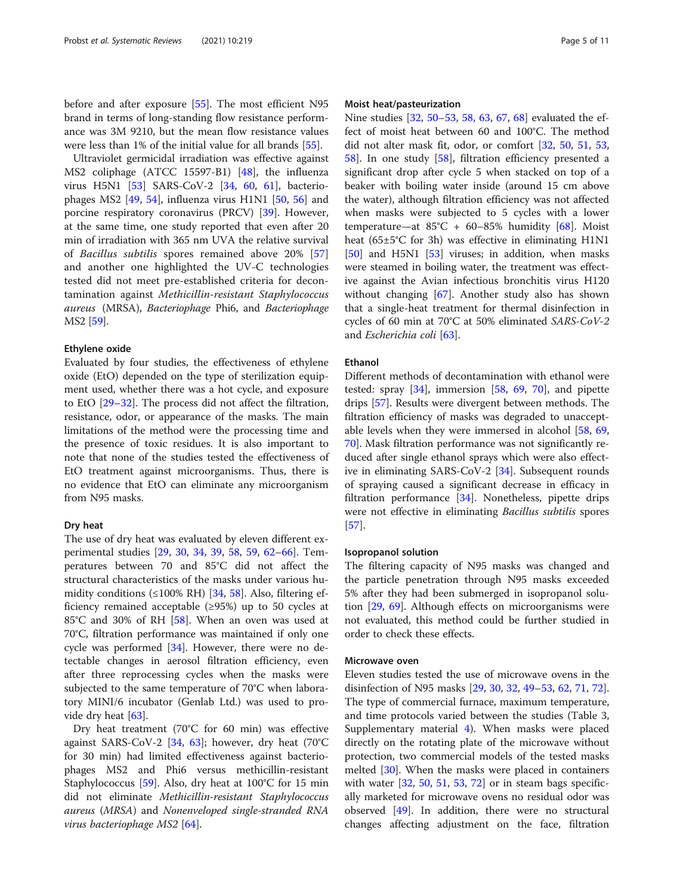before and after exposure [55]. The most efficient N95 brand in terms of long-standing flow resistance performance was 3M 9210, but the mean flow resistance values were less than 1% of the initial value for all brands [55].

Ultraviolet germicidal irradiation was effective against MS2 coliphage (ATCC 15597-B1) [48], the influenza virus H5N1 [53] SARS-CoV-2 [34, 60, 61], bacteriophages MS2 [49, 54], influenza virus H1N1 [50, 56] and porcine respiratory coronavirus (PRCV) [39]. However, at the same time, one study reported that even after 20 min of irradiation with 365 nm UVA the relative survival of *Bacillus subtilis* spores remained above 20% [57] and another one highlighted the UV-C technologies tested did not meet pre-established criteria for decontamination against *Methicillin-resistant Staphylococcus aureus* (MRSA), *Bacteriophage* Phi6, and *Bacteriophage* MS2 [59].

#### Ethylene oxide

Evaluated by four studies, the effectiveness of ethylene oxide (EtO) depended on the type of sterilization equipment used, whether there was a hot cycle, and exposure to EtO [29–32]. The process did not affect the filtration, resistance, odor, or appearance of the masks. The main limitations of the method were the processing time and the presence of toxic residues. It is also important to note that none of the studies tested the effectiveness of EtO treatment against microorganisms. Thus, there is no evidence that EtO can eliminate any microorganism from N95 masks.

#### Dry heat

The use of dry heat was evaluated by eleven different experimental studies [29, 30, 34, 39, 58, 59, 62–66]. Temperatures between 70 and 85°C did not affect the structural characteristics of the masks under various humidity conditions (≤100% RH) [34, 58]. Also, filtering efficiency remained acceptable (≥95%) up to 50 cycles at 85°C and 30% of RH [58]. When an oven was used at 70°C, filtration performance was maintained if only one cycle was performed [34]. However, there were no detectable changes in aerosol filtration efficiency, even after three reprocessing cycles when the masks were subjected to the same temperature of 70°C when laboratory MINI/6 incubator (Genlab Ltd.) was used to provide dry heat [63].

Dry heat treatment (70°C for 60 min) was effective against SARS-CoV-2 [34, 63]; however, dry heat (70°C for 30 min) had limited effectiveness against bacteriophages MS2 and Phi6 versus methicillin-resistant Staphylococcus [59]. Also, dry heat at 100°C for 15 min did not eliminate *Methicillin-resistant Staphylococcus aureus* (*MRSA*) and *Nonenveloped single-stranded RNA virus bacteriophage MS2* [64].

#### Moist heat/pasteurization

Nine studies [32, 50–53, 58, 63, 67, 68] evaluated the effect of moist heat between 60 and 100°C. The method did not alter mask fit, odor, or comfort [32, 50, 51, 53, 58]. In one study [58], filtration efficiency presented a significant drop after cycle 5 when stacked on top of a beaker with boiling water inside (around 15 cm above the water), although filtration efficiency was not affected when masks were subjected to 5 cycles with a lower temperature—at 85°C + 60–85% humidity [68]. Moist heat (65±5°C for 3h) was effective in eliminating H1N1 [50] and H5N1 [53] viruses; in addition, when masks were steamed in boiling water, the treatment was effective against the Avian infectious bronchitis virus H120 without changing [67]. Another study also has shown that a single-heat treatment for thermal disinfection in cycles of 60 min at 70°C at 50% eliminated *SARS-CoV-2* and *Escherichia coli* [63].

#### Ethanol

Different methods of decontamination with ethanol were tested: spray [34], immersion [58, 69, 70], and pipette drips [57]. Results were divergent between methods. The filtration efficiency of masks was degraded to unacceptable levels when they were immersed in alcohol [58, 69, 70]. Mask filtration performance was not significantly reduced after single ethanol sprays which were also effective in eliminating SARS-CoV-2 [34]. Subsequent rounds of spraying caused a significant decrease in efficacy in filtration performance [34]. Nonetheless, pipette drips were not effective in eliminating *Bacillus subtilis* spores [57].

#### Isopropanol solution

The filtering capacity of N95 masks was changed and the particle penetration through N95 masks exceeded 5% after they had been submerged in isopropanol solution [29, 69]. Although effects on microorganisms were not evaluated, this method could be further studied in order to check these effects.

#### Microwave oven

Eleven studies tested the use of microwave ovens in the disinfection of N95 masks [29, 30, 32, 49–53, 62, 71, 72]. The type of commercial furnace, maximum temperature, and time protocols varied between the studies (Table 3, Supplementary material 4). When masks were placed directly on the rotating plate of the microwave without protection, two commercial models of the tested masks melted [30]. When the masks were placed in containers with water [32, 50, 51, 53, 72] or in steam bags specifically marketed for microwave ovens no residual odor was observed [49]. In addition, there were no structural changes affecting adjustment on the face, filtration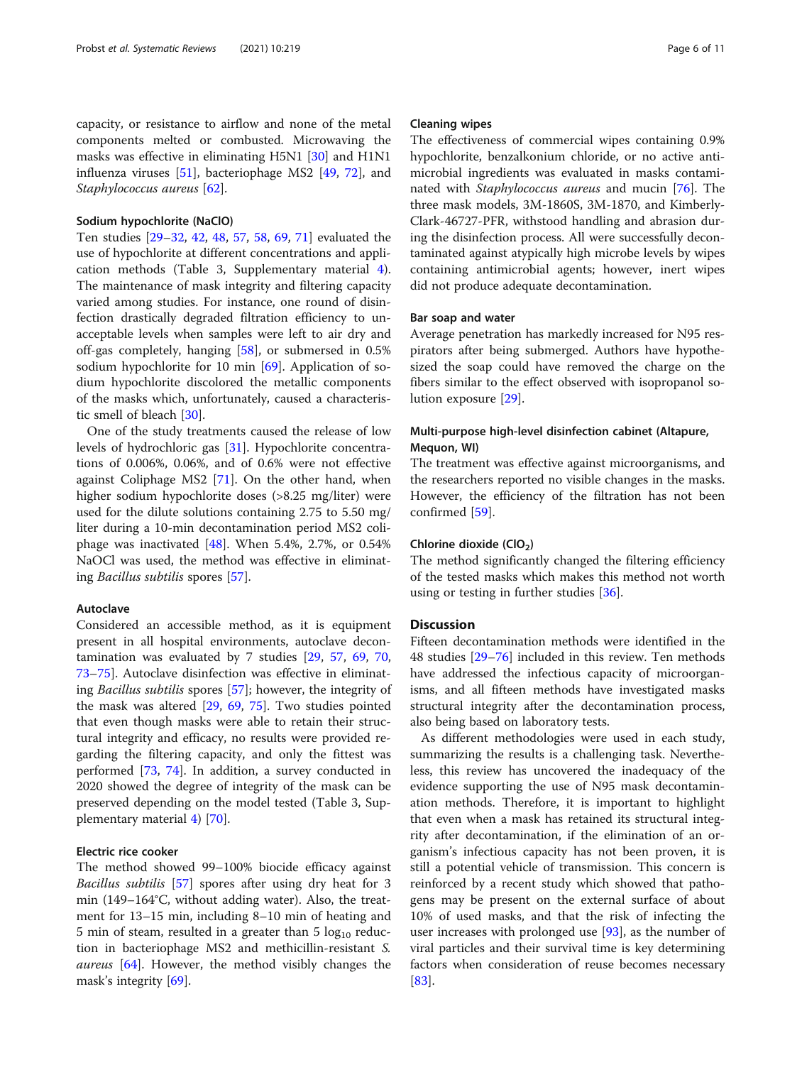capacity, or resistance to airflow and none of the metal components melted or combusted. Microwaving the masks was effective in eliminating H5N1 [30] and H1N1 influenza viruses [51], bacteriophage MS2 [49, 72], and *Staphylococcus aureus* [62].

#### Sodium hypochlorite (NaClO)

Ten studies [29–32, 42, 48, 57, 58, 69, 71] evaluated the use of hypochlorite at different concentrations and application methods (Table 3, Supplementary material 4). The maintenance of mask integrity and filtering capacity varied among studies. For instance, one round of disinfection drastically degraded filtration efficiency to unacceptable levels when samples were left to air dry and off-gas completely, hanging [58], or submersed in 0.5% sodium hypochlorite for 10 min [69]. Application of sodium hypochlorite discolored the metallic components of the masks which, unfortunately, caused a characteristic smell of bleach [30].

One of the study treatments caused the release of low levels of hydrochloric gas [31]. Hypochlorite concentrations of 0.006%, 0.06%, and of 0.6% were not effective against Coliphage MS2 [71]. On the other hand, when higher sodium hypochlorite doses (>8.25 mg/liter) were used for the dilute solutions containing 2.75 to 5.50 mg/liter during a 10-min decontamination period MS2 coliphage was inactivated [48]. When 5.4%, 2.7%, or 0.54% NaOCl was used, the method was effective in eliminating *Bacillus subtilis* spores [57].

#### Autoclave

Considered an accessible method, as it is equipment present in all hospital environments, autoclave decontamination was evaluated by 7 studies [29, 57, 69, 70, 73–75]. Autoclave disinfection was effective in eliminating *Bacillus subtilis* spores [57]; however, the integrity of the mask was altered [29, 69, 75]. Two studies pointed that even though masks were able to retain their structural integrity and efficacy, no results were provided regarding the filtering capacity, and only the fittest was performed [73, 74]. In addition, a survey conducted in 2020 showed the degree of integrity of the mask can be preserved depending on the model tested (Table 3, Supplementary material 4) [70].

#### Electric rice cooker

The method showed 99–100% biocide efficacy against *Bacillus subtilis* [57] spores after using dry heat for 3 min (149–164°C, without adding water). Also, the treatment for 13–15 min, including 8–10 min of heating and 5 min of steam, resulted in a greater than 5 $\log_{10}$ reduction in bacteriophage MS2 and methicillin-resistant *S. aureus* [64]. However, the method visibly changes the mask's integrity [69].

#### Cleaning wipes

The effectiveness of commercial wipes containing 0.9% hypochlorite, benzalkonium chloride, or no active antimicrobial ingredients was evaluated in masks contaminated with *Staphylococcus aureus* and mucin [76]. The three mask models, 3M-1860S, 3M-1870, and Kimberly-Clark-46727-PFR, withstood handling and abrasion during the disinfection process. All were successfully decontaminated against atypically high microbe levels by wipes containing antimicrobial agents; however, inert wipes did not produce adequate decontamination.

#### Bar soap and water

Average penetration has markedly increased for N95 respirators after being submerged. Authors have hypothesized the soap could have removed the charge on the fibers similar to the effect observed with isopropanol solution exposure [29].

#### Multi-purpose high-level disinfection cabinet (Altapure, Mequon, WI)

The treatment was effective against microorganisms, and the researchers reported no visible changes in the masks. However, the efficiency of the filtration has not been confirmed [59].

#### Chlorine dioxide ($ClO_2$)

The method significantly changed the filtering efficiency of the tested masks which makes this method not worth using or testing in further studies [36].

## Discussion

Fifteen decontamination methods were identified in the 48 studies [29–76] included in this review. Ten methods have addressed the infectious capacity of microorganisms, and all fifteen methods have investigated masks structural integrity after the decontamination process, also being based on laboratory tests.

As different methodologies were used in each study, summarizing the results is a challenging task. Nevertheless, this review has uncovered the inadequacy of the evidence supporting the use of N95 mask decontamination methods. Therefore, it is important to highlight that even when a mask has retained its structural integrity after decontamination, if the elimination of an organism's infectious capacity has not been proven, it is still a potential vehicle of transmission. This concern is reinforced by a recent study which showed that pathogens may be present on the external surface of about 10% of used masks, and that the risk of infecting the user increases with prolonged use [93], as the number of viral particles and their survival time is key determining factors when consideration of reuse becomes necessary [83].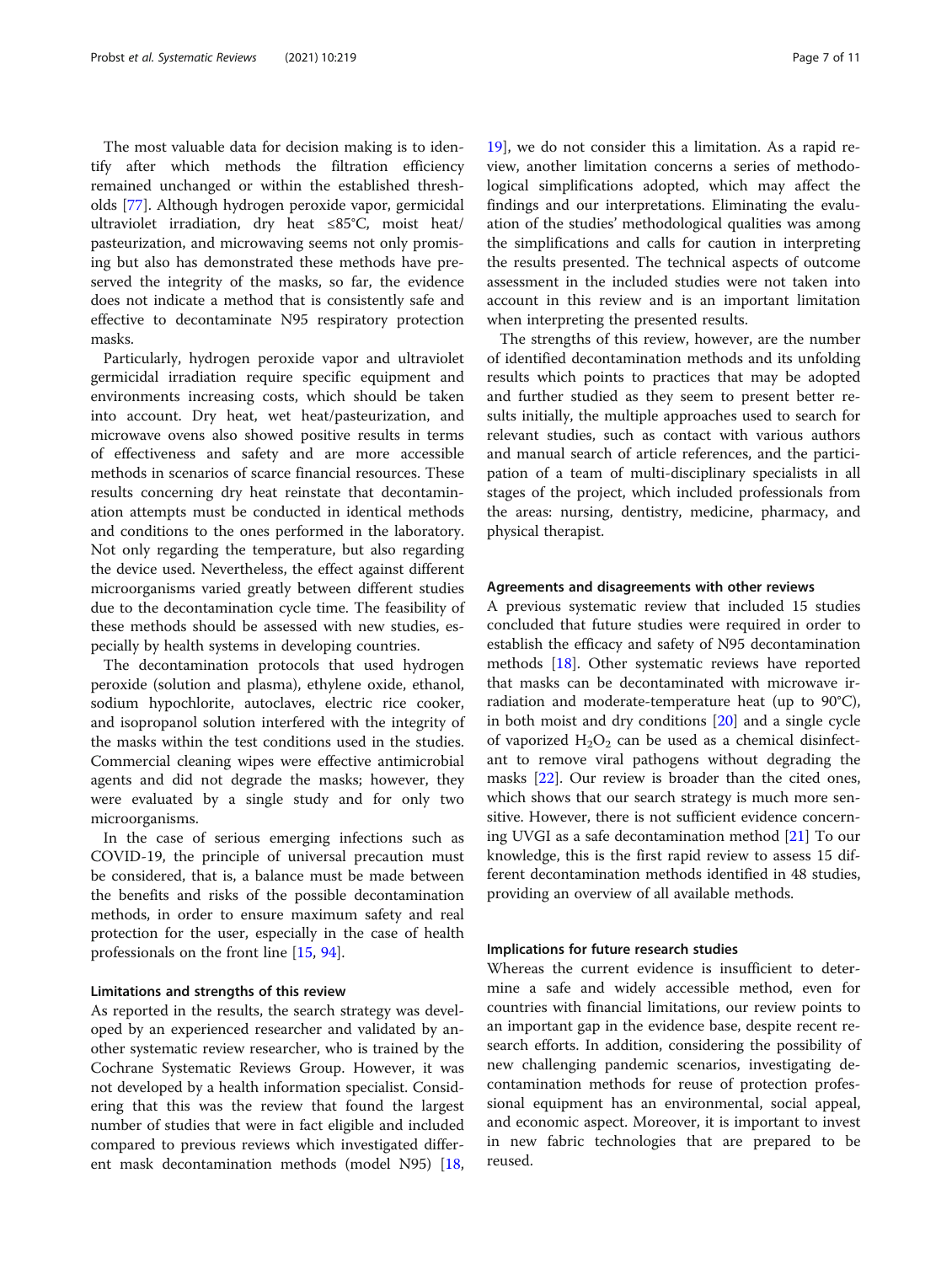The most valuable data for decision making is to identify after which methods the filtration efficiency remained unchanged or within the established thresholds [77]. Although hydrogen peroxide vapor, germicidal ultraviolet irradiation, dry heat ≤85°C, moist heat/pasteurization, and microwaving seems not only promising but also has demonstrated these methods have preserved the integrity of the masks, so far, the evidence does not indicate a method that is consistently safe and effective to decontaminate N95 respiratory protection masks.

Particularly, hydrogen peroxide vapor and ultraviolet germicidal irradiation require specific equipment and environments increasing costs, which should be taken into account. Dry heat, wet heat/pasteurization, and microwave ovens also showed positive results in terms of effectiveness and safety and are more accessible methods in scenarios of scarce financial resources. These results concerning dry heat reinstate that decontamination attempts must be conducted in identical methods and conditions to the ones performed in the laboratory. Not only regarding the temperature, but also regarding the device used. Nevertheless, the effect against different microorganisms varied greatly between different studies due to the decontamination cycle time. The feasibility of these methods should be assessed with new studies, especially by health systems in developing countries.

The decontamination protocols that used hydrogen peroxide (solution and plasma), ethylene oxide, ethanol, sodium hypochlorite, autoclaves, electric rice cooker, and isopropanol solution interfered with the integrity of the masks within the test conditions used in the studies. Commercial cleaning wipes were effective antimicrobial agents and did not degrade the masks; however, they were evaluated by a single study and for only two microorganisms.

In the case of serious emerging infections such as COVID-19, the principle of universal precaution must be considered, that is, a balance must be made between the benefits and risks of the possible decontamination methods, in order to ensure maximum safety and real protection for the user, especially in the case of health professionals on the front line [15, 94].

### Limitations and strengths of this review

As reported in the results, the search strategy was developed by an experienced researcher and validated by another systematic review researcher, who is trained by the Cochrane Systematic Reviews Group. However, it was not developed by a health information specialist. Considering that this was the review that found the largest number of studies that were in fact eligible and included compared to previous reviews which investigated different mask decontamination methods (model N95) [18, 19], we do not consider this a limitation. As a rapid review, another limitation concerns a series of methodological simplifications adopted, which may affect the findings and our interpretations. Eliminating the evaluation of the studies' methodological qualities was among the simplifications and calls for caution in interpreting the results presented. The technical aspects of outcome assessment in the included studies were not taken into account in this review and is an important limitation when interpreting the presented results.

The strengths of this review, however, are the number of identified decontamination methods and its unfolding results which points to practices that may be adopted and further studied as they seem to present better results initially, the multiple approaches used to search for relevant studies, such as contact with various authors and manual search of article references, and the participation of a team of multi-disciplinary specialists in all stages of the project, which included professionals from the areas: nursing, dentistry, medicine, pharmacy, and physical therapist.

### Agreements and disagreements with other reviews

A previous systematic review that included 15 studies concluded that future studies were required in order to establish the efficacy and safety of N95 decontamination methods [18]. Other systematic reviews have reported that masks can be decontaminated with microwave irradiation and moderate-temperature heat (up to 90°C), in both moist and dry conditions [20] and a single cycle of vaporized $H_2O_2$ can be used as a chemical disinfectant to remove viral pathogens without degrading the masks [22]. Our review is broader than the cited ones, which shows that our search strategy is much more sensitive. However, there is not sufficient evidence concerning UVGI as a safe decontamination method [21] To our knowledge, this is the first rapid review to assess 15 different decontamination methods identified in 48 studies, providing an overview of all available methods.

### Implications for future research studies

Whereas the current evidence is insufficient to determine a safe and widely accessible method, even for countries with financial limitations, our review points to an important gap in the evidence base, despite recent research efforts. In addition, considering the possibility of new challenging pandemic scenarios, investigating decontamination methods for reuse of protection professional equipment has an environmental, social appeal, and economic aspect. Moreover, it is important to invest in new fabric technologies that are prepared to be reused.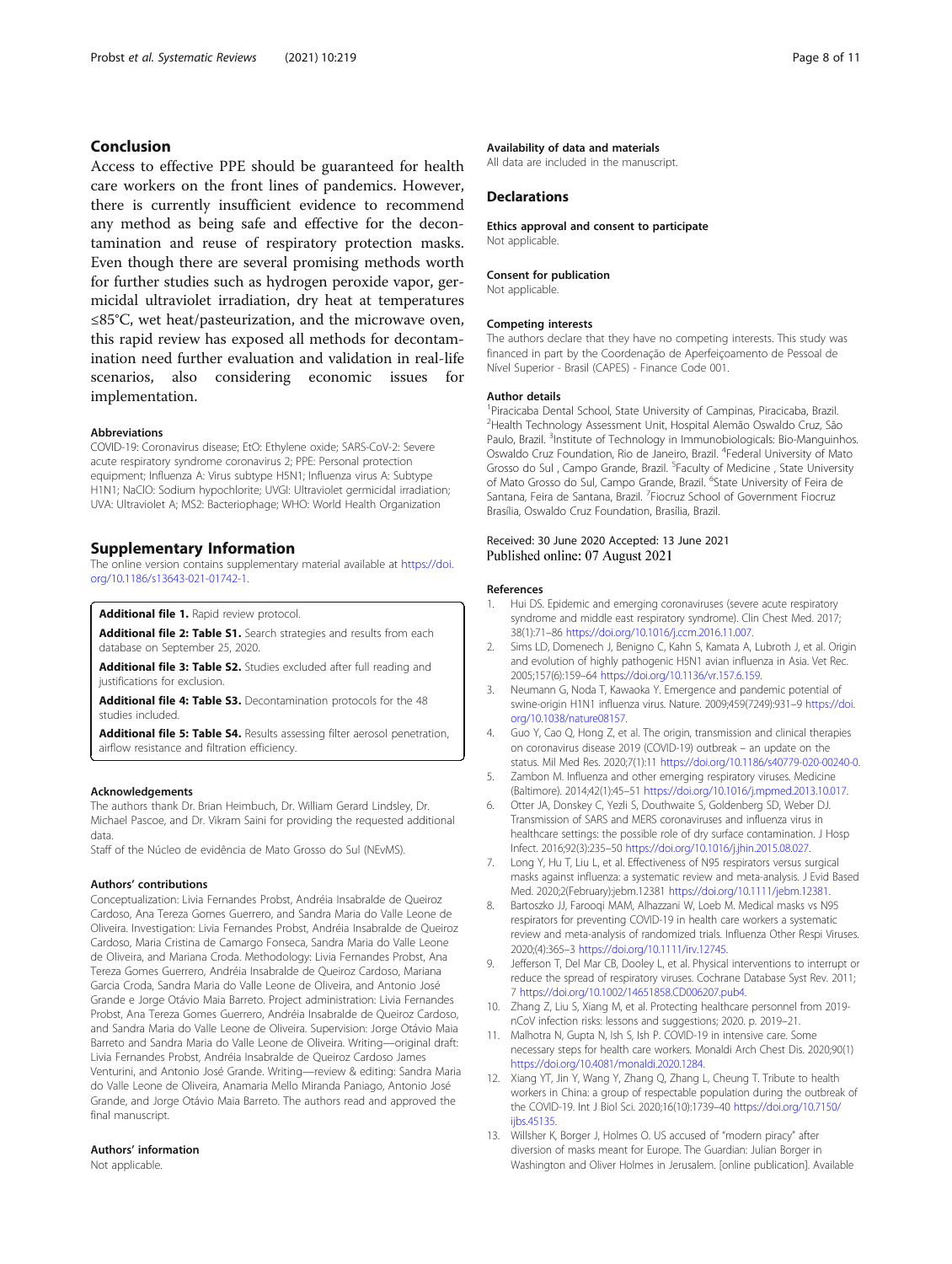## Conclusion

Access to effective PPE should be guaranteed for health care workers on the front lines of pandemics. However, there is currently insufficient evidence to recommend any method as being safe and effective for the decontamination and reuse of respiratory protection masks. Even though there are several promising methods worth for further studies such as hydrogen peroxide vapor, germicidal ultraviolet irradiation, dry heat at temperatures ≤85°C, wet heat/pasteurization, and the microwave oven, this rapid review has exposed all methods for decontamination need further evaluation and validation in real-life scenarios, also considering economic issues for implementation.

#### Abbreviations

COVID-19: Coronavirus disease; EtO: Ethylene oxide; SARS-CoV-2: Severe acute respiratory syndrome coronavirus 2; PPE: Personal protection equipment; Influenza A: Virus subtype H5N1; Influenza virus A: Subtype H1N1; NaClO: Sodium hypochlorite; UVGI: Ultraviolet germicidal irradiation; UVA: Ultraviolet A; MS2: Bacteriophage; WHO: World Health Organization

## Supplementary Information

The online version contains supplementary material available at https://doi.org/10.1186/s13643-021-01742-1.

**Additional file 1.** Rapid review protocol.

**Additional file 2: Table S1.** Search strategies and results from each database on September 25, 2020.

**Additional file 3: Table S2.** Studies excluded after full reading and justifications for exclusion.

**Additional file 4: Table S3.** Decontamination protocols for the 48 studies included.

**Additional file 5: Table S4.** Results assessing filter aerosol penetration, airflow resistance and filtration efficiency.

#### Acknowledgements

The authors thank Dr. Brian Heimbuch, Dr. William Gerard Lindsley, Dr. Michael Pascoe, and Dr. Vikram Saini for providing the requested additional data.

Staff of the Núcleo de evidência de Mato Grosso do Sul (NEvMS).

#### Authors' contributions

Conceptualization: Livia Fernandes Probst, Andréia Insabralde de Queiroz Cardoso, Ana Tereza Gomes Guerrero, and Sandra Maria do Valle Leone de Oliveira. Investigation: Livia Fernandes Probst, Andréia Insabralde de Queiroz Cardoso, Maria Cristina de Camargo Fonseca, Sandra Maria do Valle Leone de Oliveira, and Mariana Croda. Methodology: Livia Fernandes Probst, Ana Tereza Gomes Guerrero, Andréia Insabralde de Queiroz Cardoso, Mariana Garcia Croda, Sandra Maria do Valle Leone de Oliveira, and Antonio José Grande e Jorge Otávio Maia Barreto. Project administration: Livia Fernandes Probst, Ana Tereza Gomes Guerrero, Andréia Insabralde de Queiroz Cardoso, and Sandra Maria do Valle Leone de Oliveira. Supervision: Jorge Otávio Maia Barreto and Sandra Maria do Valle Leone de Oliveira. Writing—original draft: Livia Fernandes Probst, Andréia Insabralde de Queiroz Cardoso James Venturini, and Antonio José Grande. Writing—review & editing: Sandra Maria do Valle Leone de Oliveira, Anamaria Mello Miranda Paniago, Antonio José Grande, and Jorge Otávio Maia Barreto. The authors read and approved the final manuscript.

#### Authors' information

Not applicable.

#### Availability of data and materials

All data are included in the manuscript.

## Declarations

#### Ethics approval and consent to participate

Not applicable.

#### Consent for publication

Not applicable.

#### Competing interests

The authors declare that they have no competing interests. This study was financed in part by the Coordenação de Aperfeiçoamento de Pessoal de Nível Superior - Brasil (CAPES) - Finance Code 001.

#### Author details

[1]Piracicaba Dental School, State University of Campinas, Piracicaba, Brazil. [2]Health Technology Assessment Unit, Hospital Alemão Oswaldo Cruz, São Paulo, Brazil. [3]Institute of Technology in Immunobiologicals: Bio-Manguinhos. Oswaldo Cruz Foundation, Rio de Janeiro, Brazil. [4]Federal University of Mato Grosso do Sul , Campo Grande, Brazil. [5]Faculty of Medicine , State University of Mato Grosso do Sul, Campo Grande, Brazil. [6]State University of Feira de Santana, Feira de Santana, Brazil. [7]Fiocruz School of Government Fiocruz Brasília, Oswaldo Cruz Foundation, Brasília, Brazil.

Received: 30 June 2020 Accepted: 13 June 2021
Published online: 07 August 2021

#### References

1. Hui DS. Epidemic and emerging coronaviruses (severe acute respiratory syndrome and middle east respiratory syndrome). Clin Chest Med. 2017; 38(1):71–86 https://doi.org/10.1016/j.ccm.2016.11.007.
2. Sims LD, Domenech J, Benigno C, Kahn S, Kamata A, Lubroth J, et al. Origin and evolution of highly pathogenic H5N1 avian influenza in Asia. Vet Rec. 2005;157(6):159–64 https://doi.org/10.1136/vr.157.6.159.
3. Neumann G, Noda T, Kawaoka Y. Emergence and pandemic potential of swine-origin H1N1 influenza virus. Nature. 2009;459(7249):931–9 https://doi.org/10.1038/nature08157.
4. Guo Y, Cao Q, Hong Z, et al. The origin, transmission and clinical therapies on coronavirus disease 2019 (COVID-19) outbreak – an update on the status. Mil Med Res. 2020;7(1):11 https://doi.org/10.1186/s40779-020-00240-0.
5. Zambon M. Influenza and other emerging respiratory viruses. Medicine (Baltimore). 2014;42(1):45–51 https://doi.org/10.1016/j.mpmed.2013.10.017.
6. Otter JA, Donskey C, Yezli S, Douthwaite S, Goldenberg SD, Weber DJ. Transmission of SARS and MERS coronaviruses and influenza virus in healthcare settings: the possible role of dry surface contamination. J Hosp Infect. 2016;92(3):235–50 https://doi.org/10.1016/j.jhin.2015.08.027.
7. Long Y, Hu T, Liu L, et al. Effectiveness of N95 respirators versus surgical masks against influenza: a systematic review and meta-analysis. J Evid Based Med. 2020;2(February):jebm.12381 https://doi.org/10.1111/jebm.12381.
8. Bartoszko JJ, Farooqi MAM, Alhazzani W, Loeb M. Medical masks vs N95 respirators for preventing COVID-19 in health care workers a systematic review and meta-analysis of randomized trials. Influenza Other Respi Viruses. 2020;(4):365–3 https://doi.org/10.1111/irv.12745.
9. Jefferson T, Del Mar CB, Dooley L, et al. Physical interventions to interrupt or reduce the spread of respiratory viruses. Cochrane Database Syst Rev. 2011; 7 https://doi.org/10.1002/14651858.CD006207.pub4.
10. Zhang Z, Liu S, Xiang M, et al. Protecting healthcare personnel from 2019-nCoV infection risks: lessons and suggestions; 2020. p. 2019–21.
11. Malhotra N, Gupta N, Ish S, Ish P. COVID-19 in intensive care. Some necessary steps for health care workers. Monaldi Arch Chest Dis. 2020;90(1) https://doi.org/10.4081/monaldi.2020.1284.
12. Xiang YT, Jin Y, Wang Y, Zhang Q, Zhang L, Cheung T. Tribute to health workers in China: a group of respectable population during the outbreak of the COVID-19. Int J Biol Sci. 2020;16(10):1739–40 https://doi.org/10.7150/ijbs.45135.
13. Willsher K, Borger J, Holmes O. US accused of "modern piracy" after diversion of masks meant for Europe. The Guardian: Julian Borger in Washington and Oliver Holmes in Jerusalem. [online publication]. Available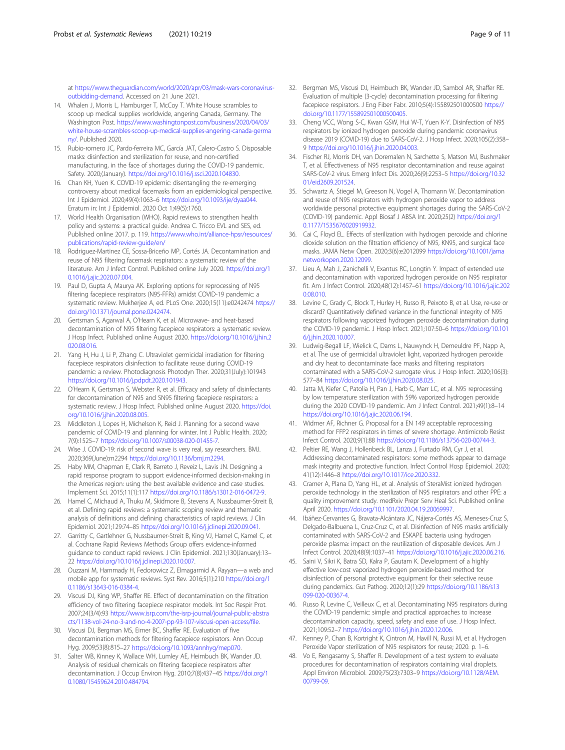at https://www.theguardian.com/world/2020/apr/03/mask-wars-coronavirus-outbidding-demand. Accessed on 21 June 2021.

14. Whalen J, Morris L, Hamburger T, McCoy T. White House scrambles to scoop up medical supplies worldwide, angering Canada, Germany. The Washington Post. https://www.washingtonpost.com/business/2020/04/03/white-house-scrambles-scoop-up-medical-supplies-angering-canada-germany/. Published 2020.
15. Rubio-romero JC, Pardo-ferreira MC, García JAT, Calero-Castro S. Disposable masks: disinfection and sterilization for reuse, and non-certified manufacturing, in the face of shortages during the COVID-19 pandemic. Safety. 2020;(January). https://doi.org/10.1016/j.ssci.2020.104830.
16. Chan KH, Yuen K. COVID-19 epidemic: disentangling the re-emerging controversy about medical facemasks from an epidemiological perspective. Int J Epidemiol. 2020;49(4):1063–6 https://doi.org/10.1093/ije/dyaa044. Erratum in: Int J Epidemiol. 2020 Oct 1;49(5):1760.
17. World Health Organisation (WHO). Rapid reviews to strengthen health policy and systems: a practical guide. Andrea C. Tricco EVL and SES, ed. Published online 2017. p. 119. https://www.who.int/alliance-hpsr/resources/publications/rapid-review-guide/en/
18. Rodriguez-Martinez CE, Sossa-Briceño MP, Cortés JA. Decontamination and reuse of N95 filtering facemask respirators: a systematic review of the literature. Am J Infect Control. Published online July 2020. https://doi.org/10.1016/j.ajic.2020.07.004.
19. Paul D, Gupta A, Maurya AK. Exploring options for reprocessing of N95 filtering facepiece respirators (N95-FFRs) amidst COVID-19 pandemic: a systematic review. Mukherjee A, ed. PLoS One. 2020;15(11):e0242474 https://doi.org/10.1371/journal.pone.0242474.
20. Gertsman S, Agarwal A, O'Hearn K, et al. Microwave- and heat-based decontamination of N95 filtering facepiece respirators: a systematic review. J Hosp Infect. Published online August 2020. https://doi.org/10.1016/j.jhin.2020.08.016.
21. Yang H, Hu J, Li P, Zhang C. Ultraviolet germicidal irradiation for filtering facepiece respirators disinfection to facilitate reuse during COVID-19 pandemic: a review. Photodiagnosis Photodyn Ther. 2020;31(July):101943 https://doi.org/10.1016/j.pdpdt.2020.101943.
22. O'Hearn K, Gertsman S, Webster R, et al. Efficacy and safety of disinfectants for decontamination of N95 and SN95 filtering facepiece respirators: a systematic review. J Hosp Infect. Published online August 2020. https://doi.org/10.1016/j.jhin.2020.08.005.
23. Middleton J, Lopes H, Michelson K, Reid J. Planning for a second wave pandemic of COVID-19 and planning for winter. Int J Public Health. 2020; 7(9):1525–7 https://doi.org/10.1007/s00038-020-01455-7.
24. Wise J. COVID-19: risk of second wave is very real, say researchers. BMJ. 2020;369(June):m2294 https://doi.org/10.1136/bmj.m2294.
25. Haby MM, Chapman E, Clark R, Barreto J, Reveiz L, Lavis JN. Designing a rapid response program to support evidence-informed decision-making in the Americas region: using the best available evidence and case studies. Implement Sci. 2015;11(1):117 https://doi.org/10.1186/s13012-016-0472-9.
26. Hamel C, Michaud A, Thuku M, Skidmore B, Stevens A, Nussbaumer-Streit B, et al. Defining rapid reviews: a systematic scoping review and thematic analysis of definitions and defining characteristics of rapid reviews. J Clin Epidemiol. 2021;129:74–85 https://doi.org/10.1016/j.jclinepi.2020.09.041.
27. Garritty C, Gartlehner G, Nussbaumer-Streit B, King VJ, Hamel C, Kamel C, et al. Cochrane Rapid Reviews Methods Group offers evidence-informed guidance to conduct rapid reviews. J Clin Epidemiol. 2021;130(January):13–22 https://doi.org/10.1016/j.jclinepi.2020.10.007.
28. Ouzzani M, Hammady H, Fedorowicz Z, Elmagarmid A. Rayyan—a web and mobile app for systematic reviews. Syst Rev. 2016;5(1):210 https://doi.org/10.1186/s13643-016-0384-4.
29. Viscusi DJ, King WP, Shaffer RE. Effect of decontamination on the filtration efficiency of two filtering facepiece respirator models. Int Soc Respir Prot. 2007;24(3/4):93 https://www.isrp.com/the-isrp-journal/journal-public-abstracts/1138-vol-24-no-3-and-no-4-2007-pp-93-107-viscusi-open-access/file.
30. Viscusi DJ, Bergman MS, Eimer BC, Shaffer RE. Evaluation of five decontamination methods for filtering facepiece respirators. Ann Occup Hyg. 2009;53(8):815–27 https://doi.org/10.1093/annhyg/mep070.
31. Salter WB, Kinney K, Wallace WH, Lumley AE, Heimbuch BK, Wander JD. Analysis of residual chemicals on filtering facepiece respirators after decontamination. J Occup Environ Hyg. 2010;7(8):437–45 https://doi.org/10.1080/15459624.2010.484794.
32. Bergman MS, Viscusi DJ, Heimbuch BK, Wander JD, Sambol AR, Shaffer RE. Evaluation of multiple (3-cycle) decontamination processing for filtering facepiece respirators. J Eng Fiber Fabr. 2010;5(4):155892501000500 https://doi.org/10.1177/155892501000500405.
33. Cheng VCC, Wong S-C, Kwan GSW, Hui W-T, Yuen K-Y. Disinfection of N95 respirators by ionized hydrogen peroxide during pandemic coronavirus disease 2019 (COVID-19) due to SARS-CoV-2. J Hosp Infect. 2020;105(2):358–9 https://doi.org/10.1016/j.jhin.2020.04.003.
34. Fischer RJ, Morris DH, van Doremalen N, Sarchette S, Matson MJ, Bushmaker T, et al. Effectiveness of N95 respirator decontamination and reuse against SARS-CoV-2 virus. Emerg Infect Dis. 2020;26(9):2253–5 https://doi.org/10.3201/eid2609.201524.
35. Schwartz A, Stiegel M, Greeson N, Vogel A, Thomann W. Decontamination and reuse of N95 respirators with hydrogen peroxide vapor to address worldwide personal protective equipment shortages during the SARS-CoV-2 (COVID-19) pandemic. Appl Biosaf J ABSA Int. 2020;25(2) https://doi.org/10.1177/1535676020919932.
36. Cai C, Floyd EL. Effects of sterilization with hydrogen peroxide and chlorine dioxide solution on the filtration efficiency of N95, KN95, and surgical face masks. JAMA Netw Open. 2020;3(6):e2012099 https://doi.org/10.1001/jamanetworkopen.2020.12099.
37. Lieu A, Mah J, Zanichelli V, Exantus RC, Longtin Y. Impact of extended use and decontamination with vaporized hydrogen peroxide on N95 respirator fit. Am J Infect Control. 2020;48(12):1457–61 https://doi.org/10.1016/j.ajic.2020.08.010.
38. Levine C, Grady C, Block T, Hurley H, Russo R, Peixoto B, et al. Use, re-use or discard? Quantitatively defined variance in the functional integrity of N95 respirators following vaporized hydrogen peroxide decontamination during the COVID-19 pandemic. J Hosp Infect. 2021;107:50–6 https://doi.org/10.1016/j.jhin.2020.10.007.
39. Ludwig-Begall LF, Wielick C, Dams L, Nauwynck H, Demeuldre PF, Napp A, et al. The use of germicidal ultraviolet light, vaporized hydrogen peroxide and dry heat to decontaminate face masks and filtering respirators contaminated with a SARS-CoV-2 surrogate virus. J Hosp Infect. 2020;106(3):577–84 https://doi.org/10.1016/j.jhin.2020.08.025.
40. Jatta M, Kiefer C, Patolia H, Pan J, Harb C, Marr LC, et al. N95 reprocessing by low temperature sterilization with 59% vaporized hydrogen peroxide during the 2020 COVID-19 pandemic. Am J Infect Control. 2021;49(1):8–14 https://doi.org/10.1016/j.ajic.2020.06.194.
41. Widmer AF, Richner G. Proposal for a EN 149 acceptable reprocessing method for FFP2 respirators in times of severe shortage. Antimicrob Resist Infect Control. 2020;9(1):88 https://doi.org/10.1186/s13756-020-00744-3.
42. Peltier RE, Wang J, Hollenbeck BL, Lanza J, Furtado RM, Cyr J, et al. Addressing decontaminated respirators: some methods appear to damage mask integrity and protective function. Infect Control Hosp Epidemiol. 2020; 41(12):1446–8 https://doi.org/10.1017/ice.2020.332.
43. Cramer A, Plana D, Yang HL, et al. Analysis of SteraMist ionized hydrogen peroxide technology in the sterilization of N95 respirators and other PPE: a quality improvement study. medRxiv Prepr Serv Heal Sci. Published online April 2020. https://doi.org/10.1101/2020.04.19.20069997.
44. Ibáñez-Cervantes G, Bravata-Alcántara JC, Nájera-Cortés AS, Meneses-Cruz S, Delgado-Balbuena L, Cruz-Cruz C, et al. Disinfection of N95 masks artificially contaminated with SARS-CoV-2 and ESKAPE bacteria using hydrogen peroxide plasma: impact on the reutilization of disposable devices. Am J Infect Control. 2020;48(9):1037–41 https://doi.org/10.1016/j.ajic.2020.06.216.
45. Saini V, Sikri K, Batra SD, Kalra P, Gautam K. Development of a highly effective low-cost vaporized hydrogen peroxide-based method for disinfection of personal protective equipment for their selective reuse during pandemics. Gut Pathog. 2020;12(1):29 https://doi.org/10.1186/s13099-020-00367-4.
46. Russo R, Levine C, Veilleux C, et al. Decontaminating N95 respirators during the COVID-19 pandemic: simple and practical approaches to increase decontamination capacity, speed, safety and ease of use. J Hosp Infect. 2021;109:52–7 https://doi.org/10.1016/j.jhin.2020.12.006.
47. Kenney P, Chan B, Kortright K, Cintron M, Havill N, Russi M, et al. Hydrogen Peroxide Vapor sterilization of N95 respirators for reuse; 2020. p. 1–6.
48. Vo E, Rengasamy S, Shaffer R. Development of a test system to evaluate procedures for decontamination of respirators containing viral droplets. Appl Environ Microbiol. 2009;75(23):7303–9 https://doi.org/10.1128/AEM.00799-09.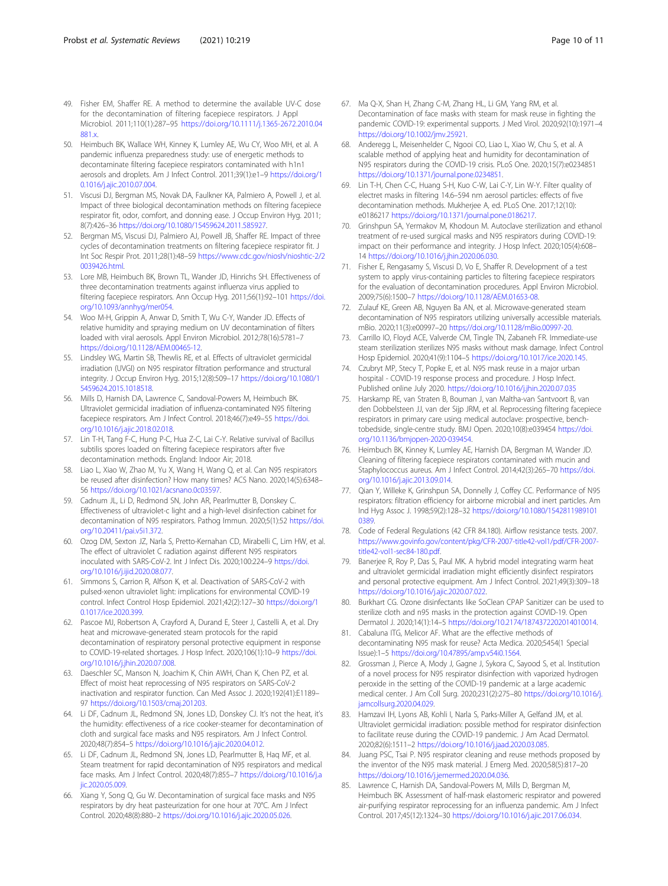49. Fisher EM, Shaffer RE. A method to determine the available UV-C dose for the decontamination of filtering facepiece respirators. J Appl Microbiol. 2011;110(1):287–95 https://doi.org/10.1111/j.1365-2672.2010.04881.x.
50. Heimbuch BK, Wallace WH, Kinney K, Lumley AE, Wu CY, Woo MH, et al. A pandemic influenza preparedness study: use of energetic methods to decontaminate filtering facepiece respirators contaminated with h1n1 aerosols and droplets. Am J Infect Control. 2011;39(1):e1–9 https://doi.org/10.1016/j.ajic.2010.07.004.
51. Viscusi DJ, Bergman MS, Novak DA, Faulkner KA, Palmiero A, Powell J, et al. Impact of three biological decontamination methods on filtering facepiece respirator fit, odor, comfort, and donning ease. J Occup Environ Hyg. 2011; 8(7):426–36 https://doi.org/10.1080/15459624.2011.585927.
52. Bergman MS, Viscusi DJ, Palmiero AJ, Powell JB, Shaffer RE. Impact of three cycles of decontamination treatments on filtering facepiece respirator fit. J Int Soc Respir Prot. 2011;28(1):48–59 https://www.cdc.gov/niosh/nioshtic-2/20039426.html.
53. Lore MB, Heimbuch BK, Brown TL, Wander JD, Hinrichs SH. Effectiveness of three decontamination treatments against influenza virus applied to filtering facepiece respirators. Ann Occup Hyg. 2011;56(1):92–101 https://doi.org/10.1093/annhyg/mer054.
54. Woo M-H, Grippin A, Anwar D, Smith T, Wu C-Y, Wander JD. Effects of relative humidity and spraying medium on UV decontamination of filters loaded with viral aerosols. Appl Environ Microbiol. 2012;78(16):5781–7 https://doi.org/10.1128/AEM.00465-12.
55. Lindsley WG, Martin SB, Thewlis RE, et al. Effects of ultraviolet germicidal irradiation (UVGI) on N95 respirator filtration performance and structural integrity. J Occup Environ Hyg. 2015;12(8):509–17 https://doi.org/10.1080/15459624.2015.1018518.
56. Mills D, Harnish DA, Lawrence C, Sandoval-Powers M, Heimbuch BK. Ultraviolet germicidal irradiation of influenza-contaminated N95 filtering facepiece respirators. Am J Infect Control. 2018;46(7):e49–55 https://doi.org/10.1016/j.ajic.2018.02.018.
57. Lin T-H, Tang F-C, Hung P-C, Hua Z-C, Lai C-Y. Relative survival of Bacillus subtilis spores loaded on filtering facepiece respirators after five decontamination methods. England: Indoor Air; 2018.
58. Liao L, Xiao W, Zhao M, Yu X, Wang H, Wang Q, et al. Can N95 respirators be reused after disinfection? How many times? ACS Nano. 2020;14(5):6348–56 https://doi.org/10.1021/acsnano.0c03597.
59. Cadnum JL, Li D, Redmond SN, John AR, Pearlmutter B, Donskey C. Effectiveness of ultraviolet-c light and a high-level disinfection cabinet for decontamination of N95 respirators. Pathog Immun. 2020;5(1):52 https://doi.org/10.20411/pai.v5i1.372.
60. Ozog DM, Sexton JZ, Narla S, Pretto-Kernahan CD, Mirabelli C, Lim HW, et al. The effect of ultraviolet C radiation against different N95 respirators inoculated with SARS-CoV-2. Int J Infect Dis. 2020;100:224–9 https://doi.org/10.1016/j.ijid.2020.08.077.
61. Simmons S, Carrion R, Alfson K, et al. Deactivation of SARS-CoV-2 with pulsed-xenon ultraviolet light: implications for environmental COVID-19 control. Infect Control Hosp Epidemiol. 2021;42(2):127–30 https://doi.org/10.1017/ice.2020.399.
62. Pascoe MJ, Robertson A, Crayford A, Durand E, Steer J, Castelli A, et al. Dry heat and microwave-generated steam protocols for the rapid decontamination of respiratory personal protective equipment in response to COVID-19-related shortages. J Hosp Infect. 2020;106(1):10–9 https://doi.org/10.1016/j.jhin.2020.07.008.
63. Daeschler SC, Manson N, Joachim K, Chin AWH, Chan K, Chen PZ, et al. Effect of moist heat reprocessing of N95 respirators on SARS-CoV-2 inactivation and respirator function. Can Med Assoc J. 2020;192(41):E1189–97 https://doi.org/10.1503/cmaj.201203.
64. Li DF, Cadnum JL, Redmond SN, Jones LD, Donskey CJ. It's not the heat, it's the humidity: effectiveness of a rice cooker-steamer for decontamination of cloth and surgical face masks and N95 respirators. Am J Infect Control. 2020;48(7):854–5 https://doi.org/10.1016/j.ajic.2020.04.012.
65. Li DF, Cadnum JL, Redmond SN, Jones LD, Pearlmutter B, Haq MF, et al. Steam treatment for rapid decontamination of N95 respirators and medical face masks. Am J Infect Control. 2020;48(7):855–7 https://doi.org/10.1016/j.ajic.2020.05.009.
66. Xiang Y, Song Q, Gu W. Decontamination of surgical face masks and N95 respirators by dry heat pasteurization for one hour at 70°C. Am J Infect Control. 2020;48(8):880–2 https://doi.org/10.1016/j.ajic.2020.05.026.
67. Ma Q-X, Shan H, Zhang C-M, Zhang HL, Li GM, Yang RM, et al. Decontamination of face masks with steam for mask reuse in fighting the pandemic COVID-19: experimental supports. J Med Virol. 2020;92(10):1971–4 https://doi.org/10.1002/jmv.25921.
68. Anderegg L, Meisenhelder C, Ngooi CO, Liao L, Xiao W, Chu S, et al. A scalable method of applying heat and humidity for decontamination of N95 respirators during the COVID-19 crisis. PLoS One. 2020;15(7):e0234851 https://doi.org/10.1371/journal.pone.0234851.
69. Lin T-H, Chen C-C, Huang S-H, Kuo C-W, Lai C-Y, Lin W-Y. Filter quality of electret masks in filtering 14.6–594 nm aerosol particles: effects of five decontamination methods. Mukherjee A, ed. PLoS One. 2017;12(10): e0186217 https://doi.org/10.1371/journal.pone.0186217.
70. Grinshpun SA, Yermakov M, Khodoun M. Autoclave sterilization and ethanol treatment of re-used surgical masks and N95 respirators during COVID-19: impact on their performance and integrity. J Hosp Infect. 2020;105(4):608–14 https://doi.org/10.1016/j.jhin.2020.06.030.
71. Fisher E, Rengasamy S, Viscusi D, Vo E, Shaffer R. Development of a test system to apply virus-containing particles to filtering facepiece respirators for the evaluation of decontamination procedures. Appl Environ Microbiol. 2009;75(6):1500–7 https://doi.org/10.1128/AEM.01653-08.
72. Zulauf KE, Green AB, Nguyen Ba AN, et al. Microwave-generated steam decontamination of N95 respirators utilizing universally accessible materials. mBio. 2020;11(3):e00997–20 https://doi.org/10.1128/mBio.00997-20.
73. Carrillo IO, Floyd ACE, Valverde CM, Tingle TN, Zabaneh FR. Immediate-use steam sterilization sterilizes N95 masks without mask damage. Infect Control Hosp Epidemiol. 2020;41(9):1104–5 https://doi.org/10.1017/ice.2020.145.
74. Czubryt MP, Stecy T, Popke E, et al. N95 mask reuse in a major urban hospital - COVID-19 response process and procedure. J Hosp Infect. Published online July 2020. https://doi.org/10.1016/j.jhin.2020.07.035
75. Harskamp RE, van Straten B, Bouman J, van Maltha-van Santvoort B, van den Dobbelsteen JJ, van der Sijp JRM, et al. Reprocessing filtering facepiece respirators in primary care using medical autoclave: prospective, bench-tobedside, single-centre study. BMJ Open. 2020;10(8):e039454 https://doi.org/10.1136/bmjopen-2020-039454.
76. Heimbuch BK, Kinney K, Lumley AE, Harnish DA, Bergman M, Wander JD. Cleaning of filtering facepiece respirators contaminated with mucin and Staphylococcus aureus. Am J Infect Control. 2014;42(3):265–70 https://doi.org/10.1016/j.ajic.2013.09.014.
77. Qian Y, Willeke K, Grinshpun SA, Donnelly J, Coffey CC. Performance of N95 respirators: filtration efficiency for airborne microbial and inert particles. Am Ind Hyg Assoc J. 1998;59(2):128–32 https://doi.org/10.1080/15428119891010389.
78. Code of Federal Regulations (42 CFR 84.180). Airflow resistance tests. 2007. https://www.govinfo.gov/content/pkg/CFR-2007-title42-vol1/pdf/CFR-2007-title42-vol1-sec84-180.pdf.
79. Banerjee R, Roy P, Das S, Paul MK. A hybrid model integrating warm heat and ultraviolet germicidal irradiation might efficiently disinfect respirators and personal protective equipment. Am J Infect Control. 2021;49(3):309–18 https://doi.org/10.1016/j.ajic.2020.07.022.
80. Burkhart CG. Ozone disinfectants like SoClean CPAP Sanitizer can be used to sterilize cloth and n95 masks in the protection against COVID-19. Open Dermatol J. 2020;14(1):14–5 https://doi.org/10.2174/1874372202014010014.
81. Cabaluna ITG, Melicor AF. What are the effective methods of decontaminating N95 mask for reuse? Acta Medica. 2020;5454(1 Special Issue):1–5 https://doi.org/10.47895/amp.v54i0.1564.
82. Grossman J, Pierce A, Mody J, Gagne J, Sykora C, Sayood S, et al. Institution of a novel process for N95 respirator disinfection with vaporized hydrogen peroxide in the setting of the COVID-19 pandemic at a large academic medical center. J Am Coll Surg. 2020;231(2):275–80 https://doi.org/10.1016/j.jamcollsurg.2020.04.029.
83. Hamzavi IH, Lyons AB, Kohli I, Narla S, Parks-Miller A, Gelfand JM, et al. Ultraviolet germicidal irradiation: possible method for respirator disinfection to facilitate reuse during the COVID-19 pandemic. J Am Acad Dermatol. 2020;82(6):1511–2 https://doi.org/10.1016/j.jaad.2020.03.085.
84. Juang PSC, Tsai P. N95 respirator cleaning and reuse methods proposed by the inventor of the N95 mask material. J Emerg Med. 2020;58(5):817–20 https://doi.org/10.1016/j.jemermed.2020.04.036.
85. Lawrence C, Harnish DA, Sandoval-Powers M, Mills D, Bergman M, Heimbuch BK. Assessment of half-mask elastomeric respirator and powered air-purifying respirator reprocessing for an influenza pandemic. Am J Infect Control. 2017;45(12):1324–30 https://doi.org/10.1016/j.ajic.2017.06.034.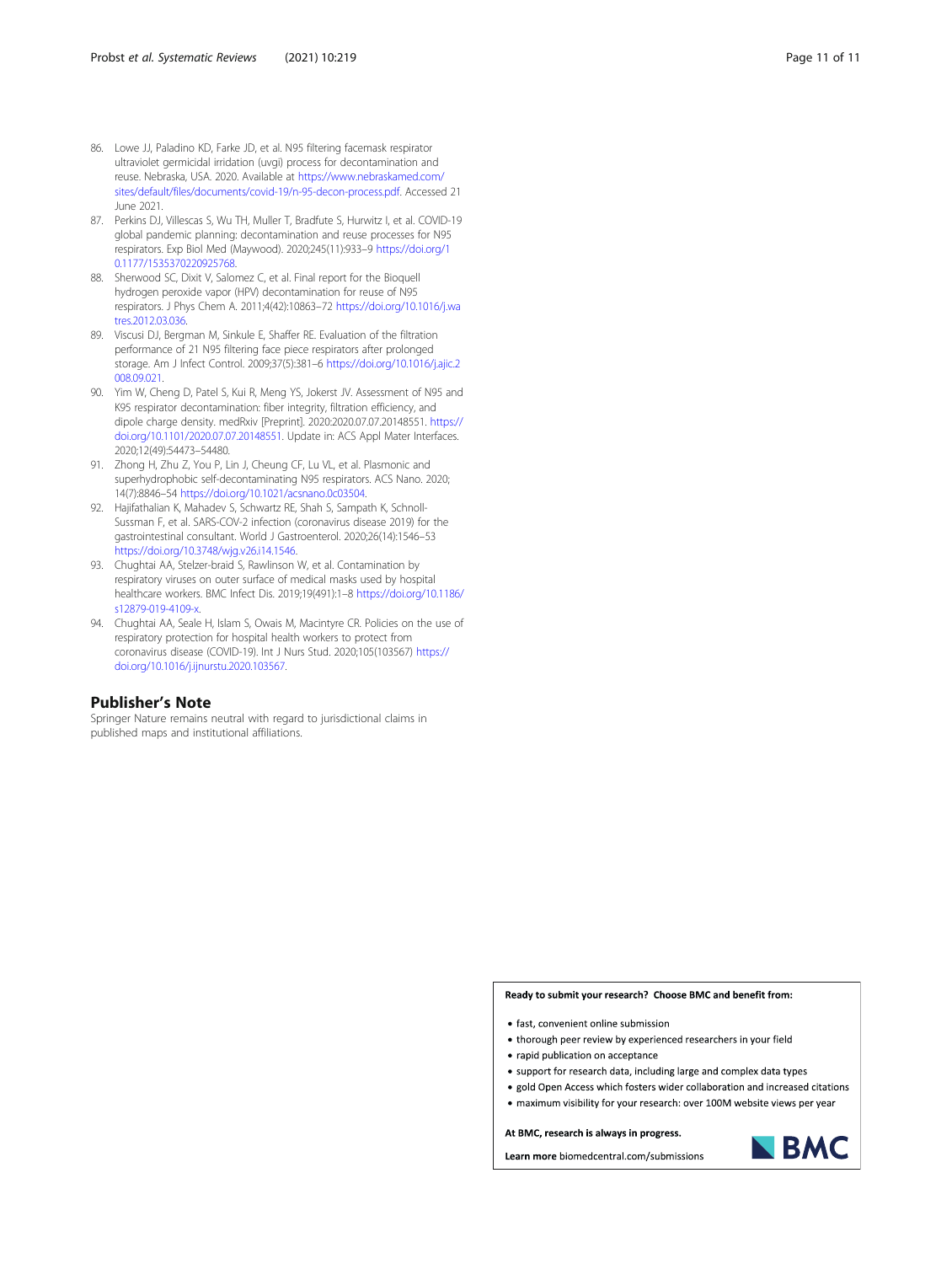86. Lowe JJ, Paladino KD, Farke JD, et al. N95 filtering facemask respirator ultraviolet germicidal irridation (uvgi) process for decontamination and reuse. Nebraska, USA. 2020. Available at https://www.nebraskamed.com/sites/default/files/documents/covid-19/n-95-decon-process.pdf. Accessed 21 June 2021.
87. Perkins DJ, Villescas S, Wu TH, Muller T, Bradfute S, Hurwitz I, et al. COVID-19 global pandemic planning: decontamination and reuse processes for N95 respirators. Exp Biol Med (Maywood). 2020;245(11):933–9 https://doi.org/10.1177/1535370220925768.
88. Sherwood SC, Dixit V, Salomez C, et al. Final report for the Bioquell hydrogen peroxide vapor (HPV) decontamination for reuse of N95 respirators. J Phys Chem A. 2011;4(42):10863–72 https://doi.org/10.1016/j.watres.2012.03.036.
89. Viscusi DJ, Bergman M, Sinkule E, Shaffer RE. Evaluation of the filtration performance of 21 N95 filtering face piece respirators after prolonged storage. Am J Infect Control. 2009;37(5):381–6 https://doi.org/10.1016/j.ajic.2008.09.021.
90. Yim W, Cheng D, Patel S, Kui R, Meng YS, Jokerst JV. Assessment of N95 and K95 respirator decontamination: fiber integrity, filtration efficiency, and dipole charge density. medRxiv [Preprint]. 2020:2020.07.07.20148551. https://doi.org/10.1101/2020.07.07.20148551. Update in: ACS Appl Mater Interfaces. 2020;12(49):54473–54480.
91. Zhong H, Zhu Z, You P, Lin J, Cheung CF, Lu VL, et al. Plasmonic and superhydrophobic self-decontaminating N95 respirators. ACS Nano. 2020;14(7):8846–54 https://doi.org/10.1021/acsnano.0c03504.
92. Hajifathalian K, Mahadev S, Schwartz RE, Shah S, Sampath K, Schnoll-Sussman F, et al. SARS-COV-2 infection (coronavirus disease 2019) for the gastrointestinal consultant. World J Gastroenterol. 2020;26(14):1546–53 https://doi.org/10.3748/wjg.v26.i14.1546.
93. Chughtai AA, Stelzer-braid S, Rawlinson W, et al. Contamination by respiratory viruses on outer surface of medical masks used by hospital healthcare workers. BMC Infect Dis. 2019;19(491):1–8 https://doi.org/10.1186/s12879-019-4109-x.
94. Chughtai AA, Seale H, Islam S, Owais M, Macintyre CR. Policies on the use of respiratory protection for hospital health workers to protect from coronavirus disease (COVID-19). Int J Nurs Stud. 2020;105(103567) https://doi.org/10.1016/j.ijnurstu.2020.103567.

## Publisher's Note

Springer Nature remains neutral with regard to jurisdictional claims in published maps and institutional affiliations.

**Ready to submit your research? Choose BMC and benefit from:**

- fast, convenient online submission
- thorough peer review by experienced researchers in your field
- rapid publication on acceptance
- support for research data, including large and complex data types
- gold Open Access which fosters wider collaboration and increased citations
- maximum visibility for your research: over 100M website views per year

**At BMC, research is always in progress.**

**Learn more** biomedcentral.com/submissions

BMC